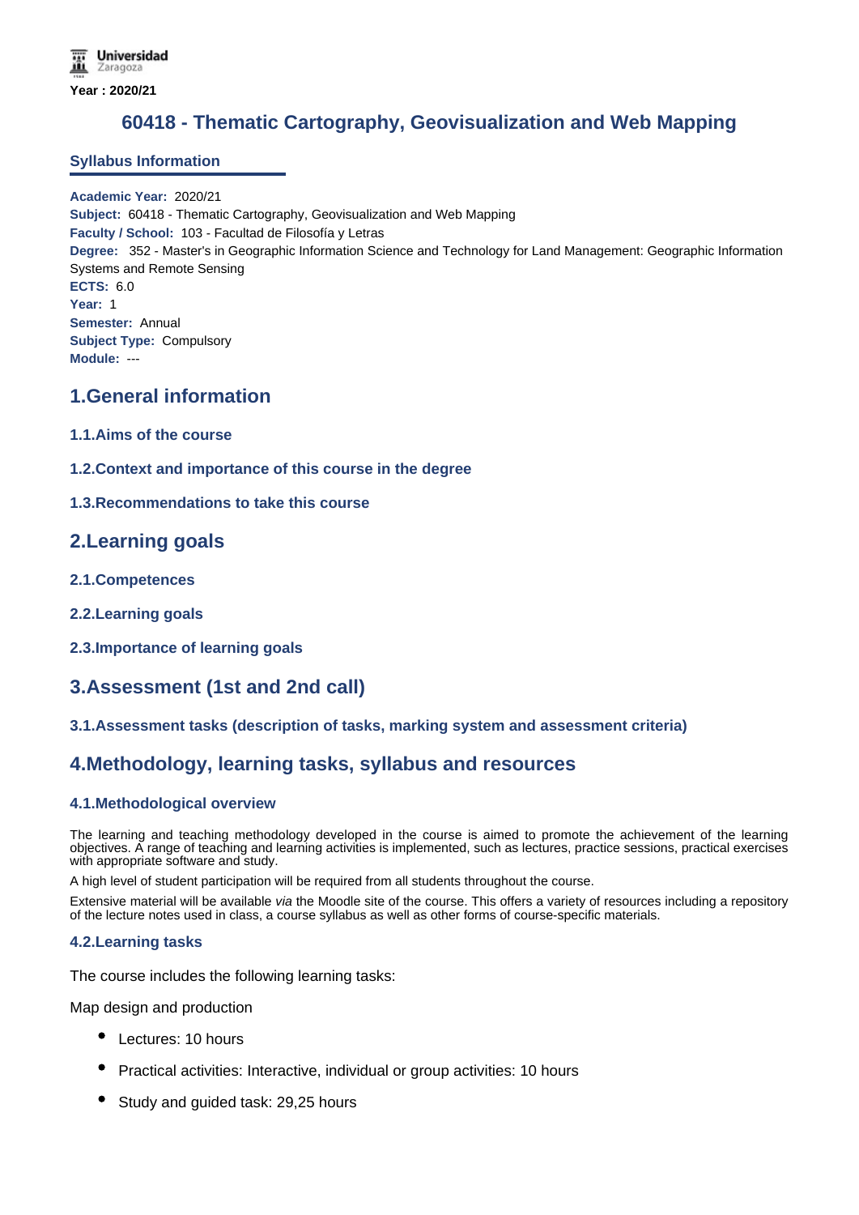Universidad Zaragoza

**Year : 2020/21**

# 60418 - Thematic Cartography, Geovisualization and Web Mapping

## Syllabus Information

**Academic Year:** 2020/21
**Subject:** 60418 - Thematic Cartography, Geovisualization and Web Mapping
**Faculty / School:** 103 - Facultad de Filosofía y Letras
**Degree:** 352 - Master's in Geographic Information Science and Technology for Land Management: Geographic Information Systems and Remote Sensing
**ECTS:** 6.0
**Year:** 1
**Semester:** Annual
**Subject Type:** Compulsory
**Module:** ---

## 1.General information

### 1.1.Aims of the course

### 1.2.Context and importance of this course in the degree

### 1.3.Recommendations to take this course

## 2.Learning goals

### 2.1.Competences

### 2.2.Learning goals

### 2.3.Importance of learning goals

## 3.Assessment (1st and 2nd call)

### 3.1.Assessment tasks (description of tasks, marking system and assessment criteria)

## 4.Methodology, learning tasks, syllabus and resources

### 4.1.Methodological overview

The learning and teaching methodology developed in the course is aimed to promote the achievement of the learning objectives. A range of teaching and learning activities is implemented, such as lectures, practice sessions, practical exercises with appropriate software and study.

A high level of student participation will be required from all students throughout the course.

Extensive material will be available *via* the Moodle site of the course. This offers a variety of resources including a repository of the lecture notes used in class, a course syllabus as well as other forms of course-specific materials.

### 4.2.Learning tasks

The course includes the following learning tasks:

Map design and production

- Lectures: 10 hours
- Practical activities: Interactive, individual or group activities: 10 hours
- Study and guided task: 29,25 hours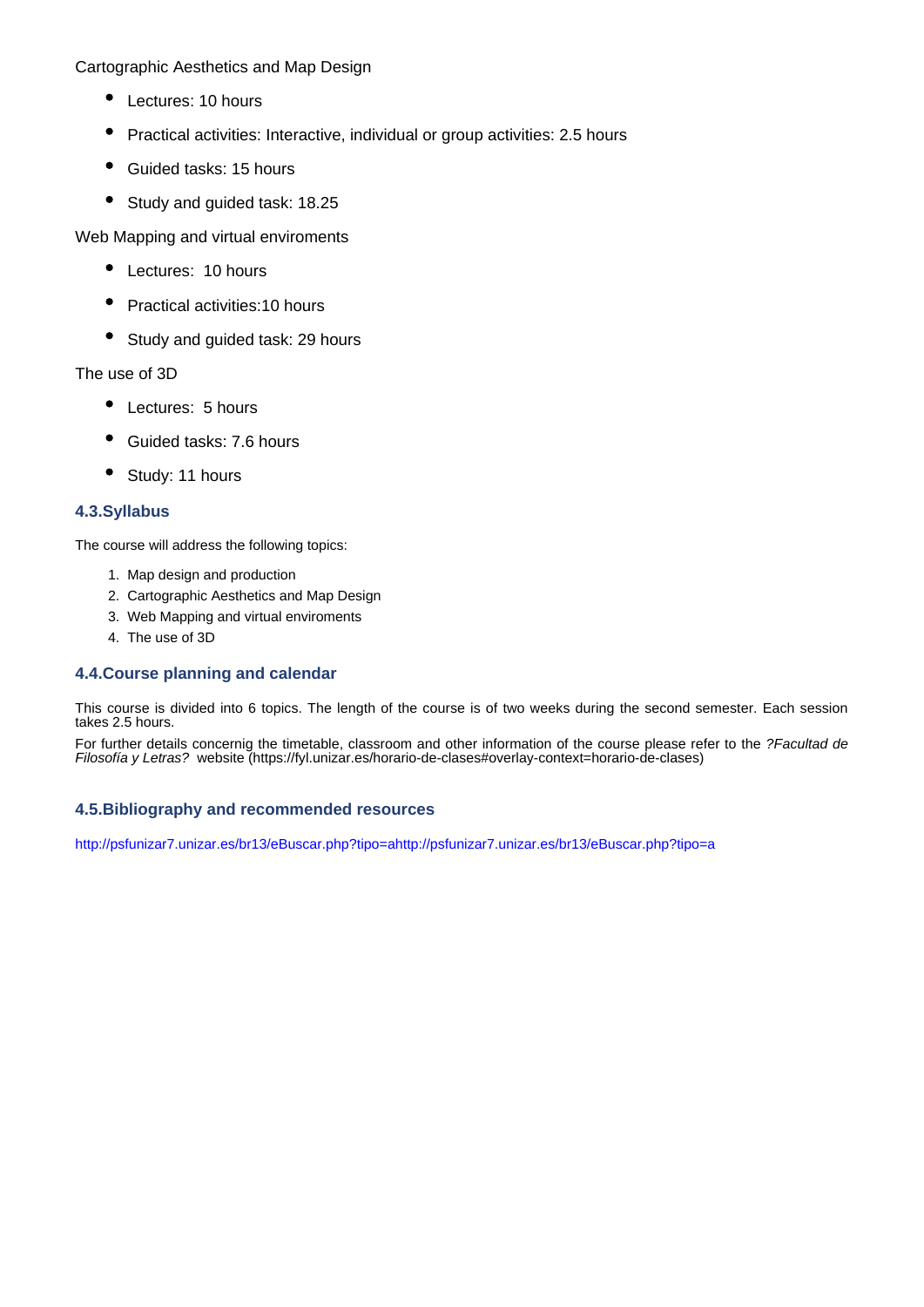Cartographic Aesthetics and Map Design

- Lectures: 10 hours
- Practical activities: Interactive, individual or group activities: 2.5 hours
- Guided tasks: 15 hours
- Study and guided task: 18.25

Web Mapping and virtual enviroments

- Lectures:  10 hours
- Practical activities:10 hours
- Study and guided task: 29 hours

The use of 3D

- Lectures:  5 hours
- Guided tasks: 7.6 hours
- Study: 11 hours

### 4.3.Syllabus

The course will address the following topics:

1. Map design and production
2. Cartographic Aesthetics and Map Design
3. Web Mapping and virtual enviroments
4. The use of 3D

### 4.4.Course planning and calendar

This course is divided into 6 topics. The length of the course is of two weeks during the second semester. Each session takes 2.5 hours.

For further details concernig the timetable, classroom and other information of the course please refer to the *?Facultad de Filosofía y Letras?* website (https://fyl.unizar.es/horario-de-clases#overlay-context=horario-de-clases)

### 4.5.Bibliography and recommended resources

http://psfunizar7.unizar.es/br13/eBuscar.php?tipo=ahttp://psfunizar7.unizar.es/br13/eBuscar.php?tipo=a